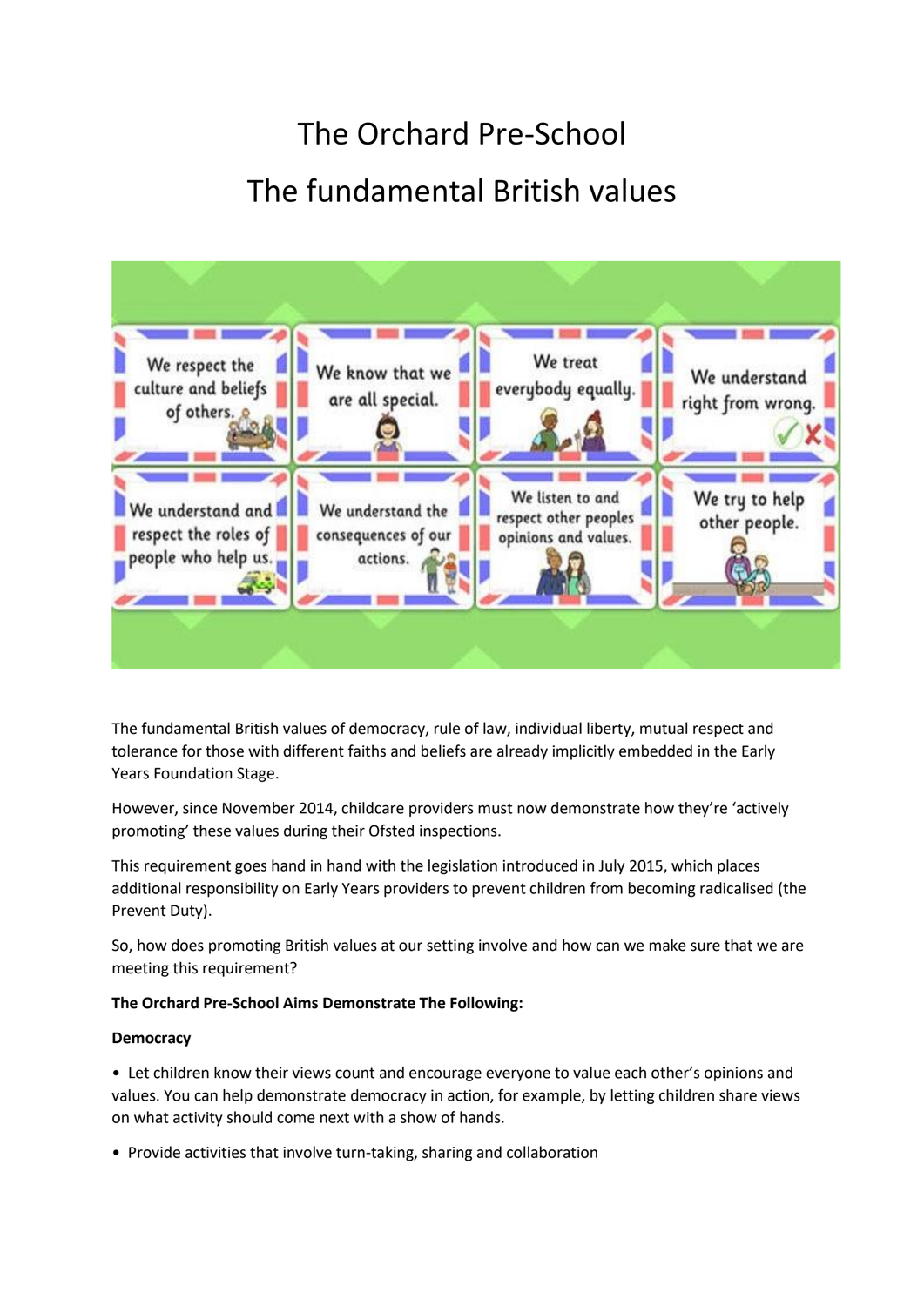# The Orchard Pre-School

## The fundamental British values

The fundamental British values of democracy, rule of law, individual liberty, mutual respect and tolerance for those with different faiths and beliefs are already implicitly embedded in the Early Years Foundation Stage.

However, since November 2014, childcare providers must now demonstrate how they're 'actively promoting' these values during their Ofsted inspections.

This requirement goes hand in hand with the legislation introduced in July 2015, which places additional responsibility on Early Years providers to prevent children from becoming radicalised (the Prevent Duty).

So, how does promoting British values at our setting involve and how can we make sure that we are meeting this requirement?

**The Orchard Pre-School Aims Demonstrate The Following:**

**Democracy**

- Let children know their views count and encourage everyone to value each other's opinions and values. You can help demonstrate democracy in action, for example, by letting children share views on what activity should come next with a show of hands.
- Provide activities that involve turn-taking, sharing and collaboration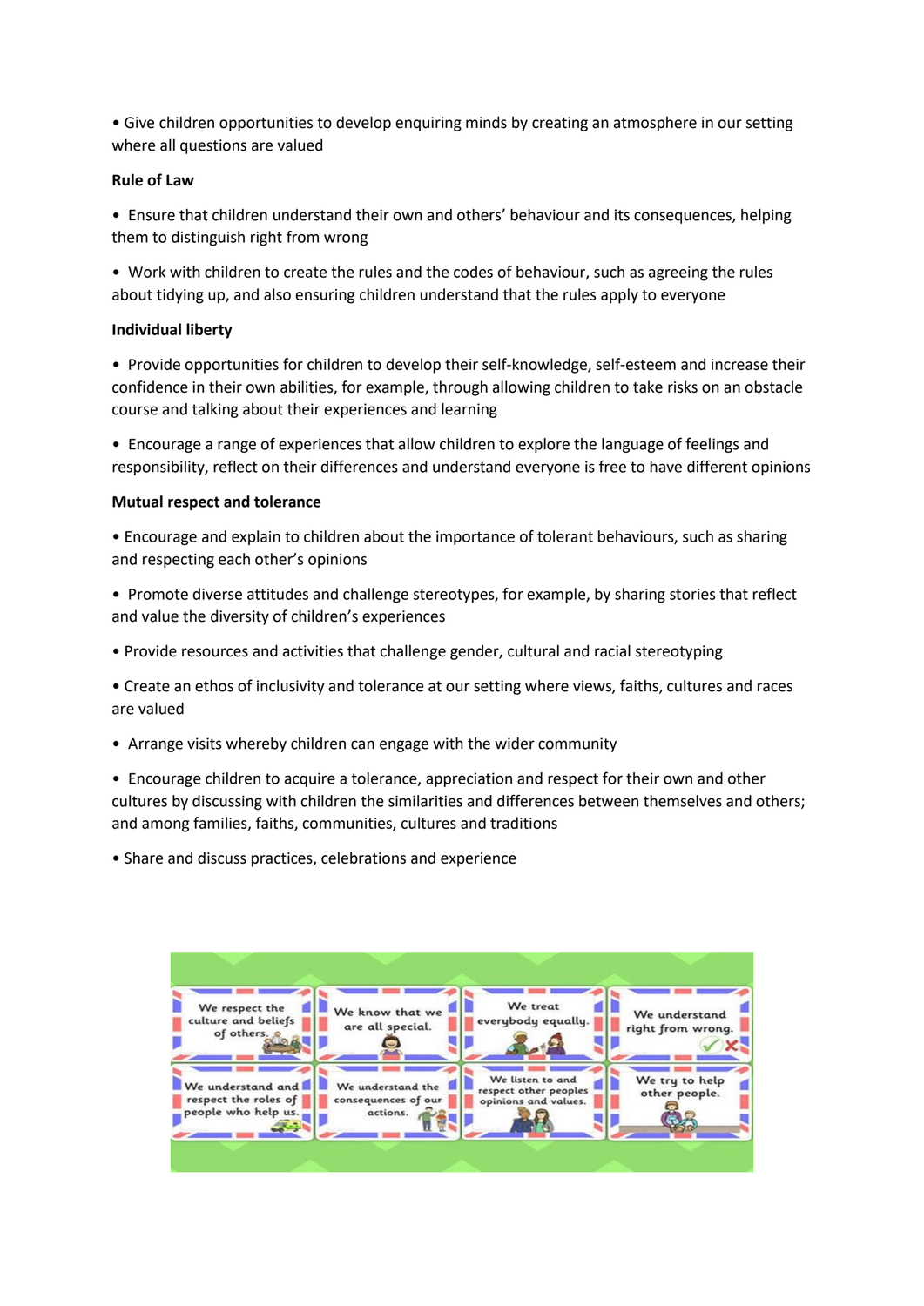• Give children opportunities to develop enquiring minds by creating an atmosphere in our setting where all questions are valued

**Rule of Law**

• Ensure that children understand their own and others' behaviour and its consequences, helping them to distinguish right from wrong

• Work with children to create the rules and the codes of behaviour, such as agreeing the rules about tidying up, and also ensuring children understand that the rules apply to everyone

**Individual liberty**

• Provide opportunities for children to develop their self-knowledge, self-esteem and increase their confidence in their own abilities, for example, through allowing children to take risks on an obstacle course and talking about their experiences and learning

• Encourage a range of experiences that allow children to explore the language of feelings and responsibility, reflect on their differences and understand everyone is free to have different opinions

**Mutual respect and tolerance**

• Encourage and explain to children about the importance of tolerant behaviours, such as sharing and respecting each other's opinions

• Promote diverse attitudes and challenge stereotypes, for example, by sharing stories that reflect and value the diversity of children's experiences

• Provide resources and activities that challenge gender, cultural and racial stereotyping

• Create an ethos of inclusivity and tolerance at our setting where views, faiths, cultures and races are valued

• Arrange visits whereby children can engage with the wider community

• Encourage children to acquire a tolerance, appreciation and respect for their own and other cultures by discussing with children the similarities and differences between themselves and others; and among families, faiths, communities, cultures and traditions

• Share and discuss practices, celebrations and experience

We respect the culture and beliefs of others.

We know that we are all special.

We treat everybody equally.

We understand right from wrong.

We understand and respect the roles of people who help us.

We understand the consequences of our actions.

We listen to and respect other peoples opinions and values.

We try to help other people.